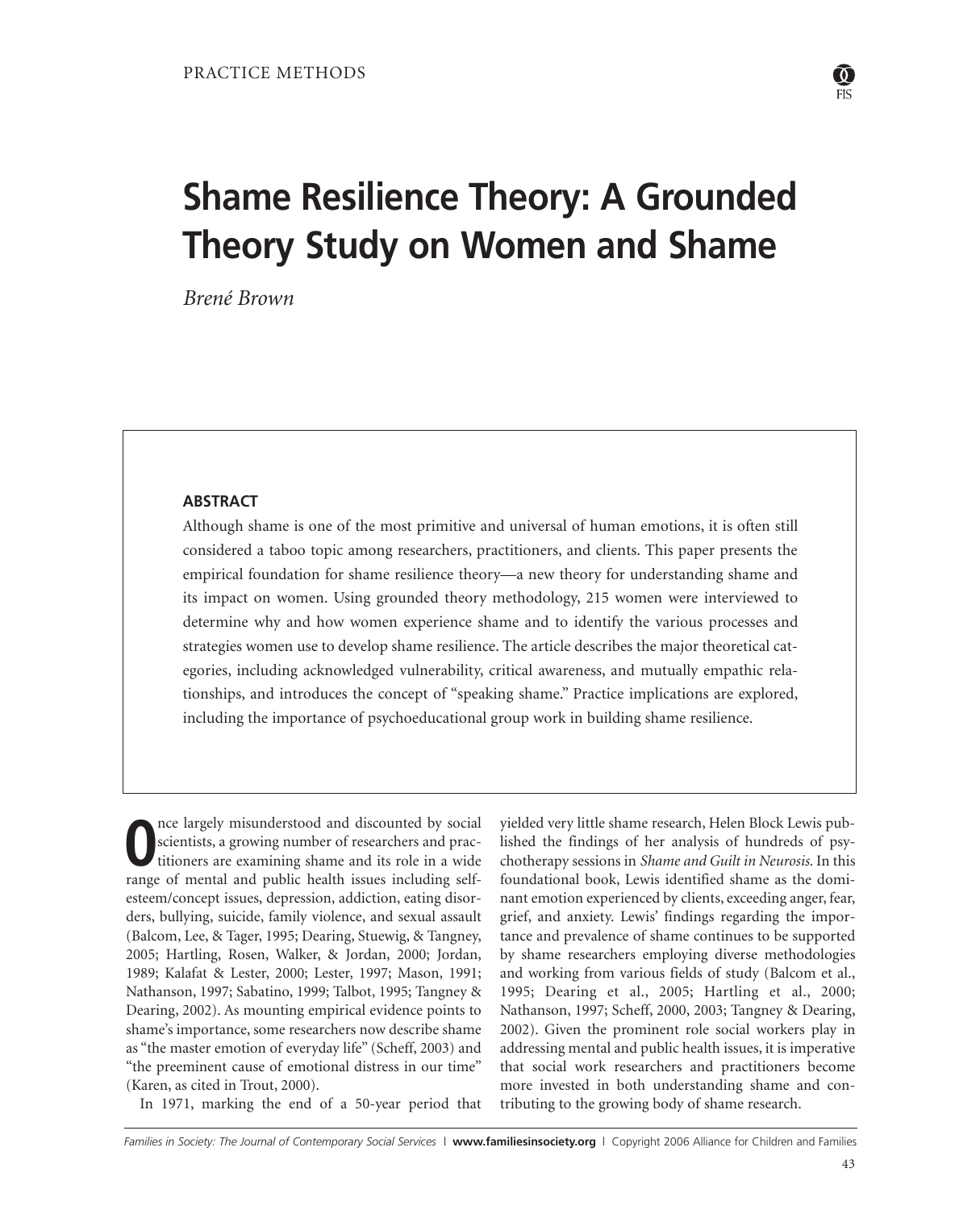PRACTICE METHODS

# Shame Resilience Theory: A Grounded Theory Study on Women and Shame

*Brené Brown*

## ABSTRACT

Although shame is one of the most primitive and universal of human emotions, it is often still considered a taboo topic among researchers, practitioners, and clients. This paper presents the empirical foundation for shame resilience theory—a new theory for understanding shame and its impact on women. Using grounded theory methodology, 215 women were interviewed to determine why and how women experience shame and to identify the various processes and strategies women use to develop shame resilience. The article describes the major theoretical categories, including acknowledged vulnerability, critical awareness, and mutually empathic relationships, and introduces the concept of "speaking shame." Practice implications are explored, including the importance of psychoeducational group work in building shame resilience.

Once largely misunderstood and discounted by social scientists, a growing number of researchers and practitioners are examining shame and its role in a wide range of mental and public health issues including self-esteem/concept issues, depression, addiction, eating disorders, bullying, suicide, family violence, and sexual assault (Balcom, Lee, & Tager, 1995; Dearing, Stuewig, & Tangney, 2005; Hartling, Rosen, Walker, & Jordan, 2000; Jordan, 1989; Kalafat & Lester, 2000; Lester, 1997; Mason, 1991; Nathanson, 1997; Sabatino, 1999; Talbot, 1995; Tangney & Dearing, 2002). As mounting empirical evidence points to shame's importance, some researchers now describe shame as "the master emotion of everyday life" (Scheff, 2003) and "the preeminent cause of emotional distress in our time" (Karen, as cited in Trout, 2000).

In 1971, marking the end of a 50-year period that yielded very little shame research, Helen Block Lewis published the findings of her analysis of hundreds of psychotherapy sessions in *Shame and Guilt in Neurosis.* In this foundational book, Lewis identified shame as the dominant emotion experienced by clients, exceeding anger, fear, grief, and anxiety. Lewis' findings regarding the importance and prevalence of shame continues to be supported by shame researchers employing diverse methodologies and working from various fields of study (Balcom et al., 1995; Dearing et al., 2005; Hartling et al., 2000; Nathanson, 1997; Scheff, 2000, 2003; Tangney & Dearing, 2002). Given the prominent role social workers play in addressing mental and public health issues, it is imperative that social work researchers and practitioners become more invested in both understanding shame and contributing to the growing body of shame research.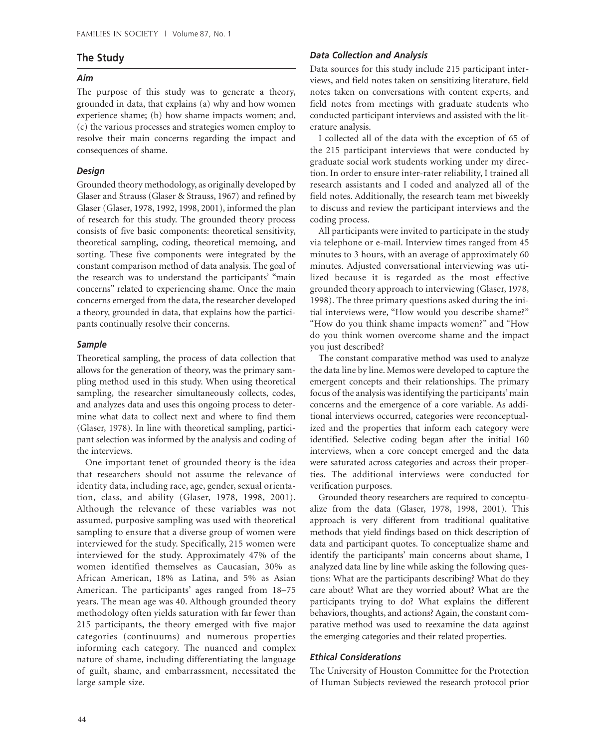## The Study

### *Aim*

The purpose of this study was to generate a theory, grounded in data, that explains (a) why and how women experience shame; (b) how shame impacts women; and, (c) the various processes and strategies women employ to resolve their main concerns regarding the impact and consequences of shame.

### *Design*

Grounded theory methodology, as originally developed by Glaser and Strauss (Glaser & Strauss, 1967) and refined by Glaser (Glaser, 1978, 1992, 1998, 2001), informed the plan of research for this study. The grounded theory process consists of five basic components: theoretical sensitivity, theoretical sampling, coding, theoretical memoing, and sorting. These five components were integrated by the constant comparison method of data analysis. The goal of the research was to understand the participants' "main concerns" related to experiencing shame. Once the main concerns emerged from the data, the researcher developed a theory, grounded in data, that explains how the participants continually resolve their concerns.

### *Sample*

Theoretical sampling, the process of data collection that allows for the generation of theory, was the primary sampling method used in this study. When using theoretical sampling, the researcher simultaneously collects, codes, and analyzes data and uses this ongoing process to determine what data to collect next and where to find them (Glaser, 1978). In line with theoretical sampling, participant selection was informed by the analysis and coding of the interviews.

One important tenet of grounded theory is the idea that researchers should not assume the relevance of identity data, including race, age, gender, sexual orientation, class, and ability (Glaser, 1978, 1998, 2001). Although the relevance of these variables was not assumed, purposive sampling was used with theoretical sampling to ensure that a diverse group of women were interviewed for the study. Specifically, 215 women were interviewed for the study. Approximately 47% of the women identified themselves as Caucasian, 30% as African American, 18% as Latina, and 5% as Asian American. The participants' ages ranged from 18–75 years. The mean age was 40. Although grounded theory methodology often yields saturation with far fewer than 215 participants, the theory emerged with five major categories (continuums) and numerous properties informing each category. The nuanced and complex nature of shame, including differentiating the language of guilt, shame, and embarrassment, necessitated the large sample size.

### *Data Collection and Analysis*

Data sources for this study include 215 participant interviews, and field notes taken on sensitizing literature, field notes taken on conversations with content experts, and field notes from meetings with graduate students who conducted participant interviews and assisted with the literature analysis.

I collected all of the data with the exception of 65 of the 215 participant interviews that were conducted by graduate social work students working under my direction. In order to ensure inter-rater reliability, I trained all research assistants and I coded and analyzed all of the field notes. Additionally, the research team met biweekly to discuss and review the participant interviews and the coding process.

All participants were invited to participate in the study via telephone or e-mail. Interview times ranged from 45 minutes to 3 hours, with an average of approximately 60 minutes. Adjusted conversational interviewing was utilized because it is regarded as the most effective grounded theory approach to interviewing (Glaser, 1978, 1998). The three primary questions asked during the initial interviews were, "How would you describe shame?" "How do you think shame impacts women?" and "How do you think women overcome shame and the impact you just described?

The constant comparative method was used to analyze the data line by line. Memos were developed to capture the emergent concepts and their relationships. The primary focus of the analysis was identifying the participants' main concerns and the emergence of a core variable. As additional interviews occurred, categories were reconceptualized and the properties that inform each category were identified. Selective coding began after the initial 160 interviews, when a core concept emerged and the data were saturated across categories and across their properties. The additional interviews were conducted for verification purposes.

Grounded theory researchers are required to conceptualize from the data (Glaser, 1978, 1998, 2001). This approach is very different from traditional qualitative methods that yield findings based on thick description of data and participant quotes. To conceptualize shame and identify the participants' main concerns about shame, I analyzed data line by line while asking the following questions: What are the participants describing? What do they care about? What are they worried about? What are the participants trying to do? What explains the different behaviors, thoughts, and actions? Again, the constant comparative method was used to reexamine the data against the emerging categories and their related properties.

### *Ethical Considerations*

The University of Houston Committee for the Protection of Human Subjects reviewed the research protocol prior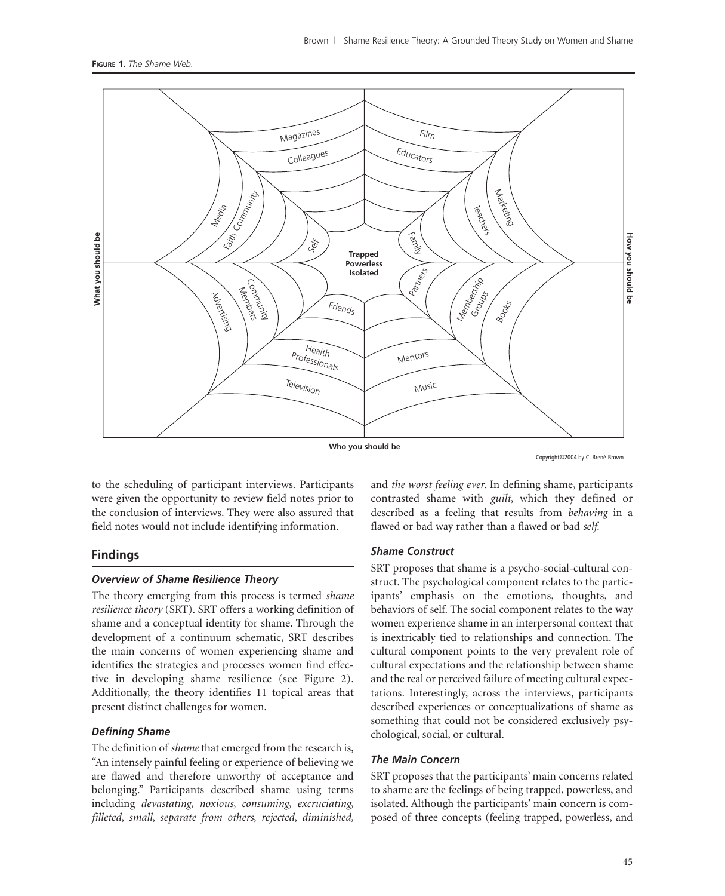**FIGURE 1.** *The Shame Web.*

to the scheduling of participant interviews. Participants were given the opportunity to review field notes prior to the conclusion of interviews. They were also assured that field notes would not include identifying information.

## Findings

### *Overview of Shame Resilience Theory*

The theory emerging from this process is termed *shame resilience theory* (SRT). SRT offers a working definition of shame and a conceptual identity for shame. Through the development of a continuum schematic, SRT describes the main concerns of women experiencing shame and identifies the strategies and processes women find effective in developing shame resilience (see Figure 2). Additionally, the theory identifies 11 topical areas that present distinct challenges for women.

### *Defining Shame*

The definition of *shame* that emerged from the research is, "An intensely painful feeling or experience of believing we are flawed and therefore unworthy of acceptance and belonging." Participants described shame using terms including *devastating*, *noxious*, *consuming*, *excruciating*, *filleted*, *small*, *separate from others*, *rejected*, *diminished*, and *the worst feeling ever*. In defining shame, participants contrasted shame with *guilt*, which they defined or described as a feeling that results from *behaving* in a flawed or bad way rather than a flawed or bad *self*.

### *Shame Construct*

SRT proposes that shame is a psycho-social-cultural construct. The psychological component relates to the participants' emphasis on the emotions, thoughts, and behaviors of self. The social component relates to the way women experience shame in an interpersonal context that is inextricably tied to relationships and connection. The cultural component points to the very prevalent role of cultural expectations and the relationship between shame and the real or perceived failure of meeting cultural expectations. Interestingly, across the interviews, participants described experiences or conceptualizations of shame as something that could not be considered exclusively psychological, social, or cultural.

### *The Main Concern*

SRT proposes that the participants' main concerns related to shame are the feelings of being trapped, powerless, and isolated. Although the participants' main concern is composed of three concepts (feeling trapped, powerless, and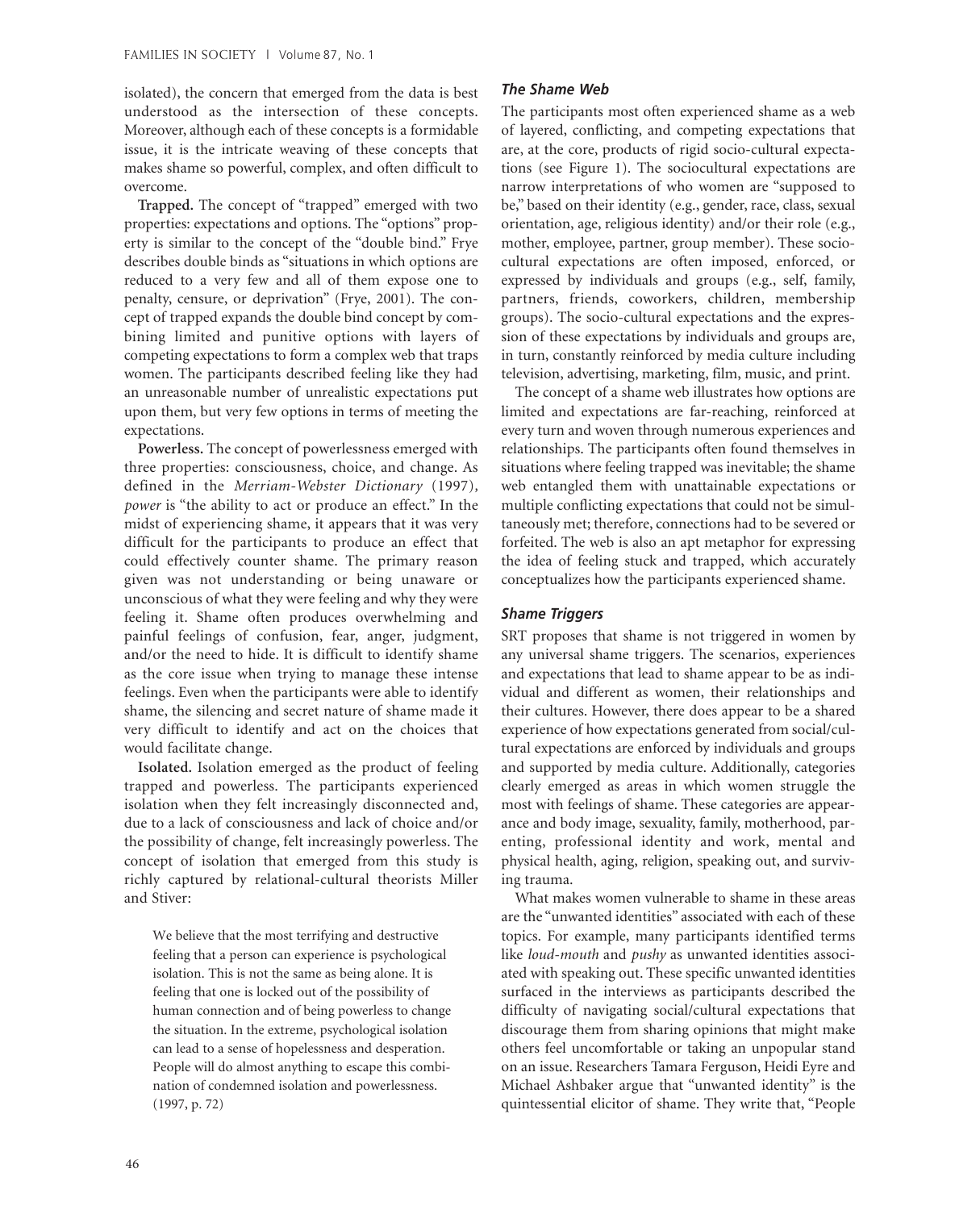isolated), the concern that emerged from the data is best understood as the intersection of these concepts. Moreover, although each of these concepts is a formidable issue, it is the intricate weaving of these concepts that makes shame so powerful, complex, and often difficult to overcome.

**Trapped.** The concept of "trapped" emerged with two properties: expectations and options. The "options" property is similar to the concept of the "double bind." Frye describes double binds as "situations in which options are reduced to a very few and all of them expose one to penalty, censure, or deprivation" (Frye, 2001). The concept of trapped expands the double bind concept by combining limited and punitive options with layers of competing expectations to form a complex web that traps women. The participants described feeling like they had an unreasonable number of unrealistic expectations put upon them, but very few options in terms of meeting the expectations.

**Powerless.** The concept of powerlessness emerged with three properties: consciousness, choice, and change. As defined in the *Merriam-Webster Dictionary* (1997), *power* is "the ability to act or produce an effect." In the midst of experiencing shame, it appears that it was very difficult for the participants to produce an effect that could effectively counter shame. The primary reason given was not understanding or being unaware or unconscious of what they were feeling and why they were feeling it. Shame often produces overwhelming and painful feelings of confusion, fear, anger, judgment, and/or the need to hide. It is difficult to identify shame as the core issue when trying to manage these intense feelings. Even when the participants were able to identify shame, the silencing and secret nature of shame made it very difficult to identify and act on the choices that would facilitate change.

**Isolated.** Isolation emerged as the product of feeling trapped and powerless. The participants experienced isolation when they felt increasingly disconnected and, due to a lack of consciousness and lack of choice and/or the possibility of change, felt increasingly powerless. The concept of isolation that emerged from this study is richly captured by relational-cultural theorists Miller and Stiver:

> We believe that the most terrifying and destructive feeling that a person can experience is psychological isolation. This is not the same as being alone. It is feeling that one is locked out of the possibility of human connection and of being powerless to change the situation. In the extreme, psychological isolation can lead to a sense of hopelessness and desperation. People will do almost anything to escape this combination of condemned isolation and powerlessness. (1997, p. 72)

### *The Shame Web*

The participants most often experienced shame as a web of layered, conflicting, and competing expectations that are, at the core, products of rigid socio-cultural expectations (see Figure 1). The sociocultural expectations are narrow interpretations of who women are "supposed to be," based on their identity (e.g., gender, race, class, sexual orientation, age, religious identity) and/or their role (e.g., mother, employee, partner, group member). These socio-cultural expectations are often imposed, enforced, or expressed by individuals and groups (e.g., self, family, partners, friends, coworkers, children, membership groups). The socio-cultural expectations and the expression of these expectations by individuals and groups are, in turn, constantly reinforced by media culture including television, advertising, marketing, film, music, and print.

The concept of a shame web illustrates how options are limited and expectations are far-reaching, reinforced at every turn and woven through numerous experiences and relationships. The participants often found themselves in situations where feeling trapped was inevitable; the shame web entangled them with unattainable expectations or multiple conflicting expectations that could not be simultaneously met; therefore, connections had to be severed or forfeited. The web is also an apt metaphor for expressing the idea of feeling stuck and trapped, which accurately conceptualizes how the participants experienced shame.

### *Shame Triggers*

SRT proposes that shame is not triggered in women by any universal shame triggers. The scenarios, experiences and expectations that lead to shame appear to be as individual and different as women, their relationships and their cultures. However, there does appear to be a shared experience of how expectations generated from social/cultural expectations are enforced by individuals and groups and supported by media culture. Additionally, categories clearly emerged as areas in which women struggle the most with feelings of shame. These categories are appearance and body image, sexuality, family, motherhood, parenting, professional identity and work, mental and physical health, aging, religion, speaking out, and surviving trauma.

What makes women vulnerable to shame in these areas are the "unwanted identities" associated with each of these topics. For example, many participants identified terms like *loud-mouth* and *pushy* as unwanted identities associated with speaking out. These specific unwanted identities surfaced in the interviews as participants described the difficulty of navigating social/cultural expectations that discourage them from sharing opinions that might make others feel uncomfortable or taking an unpopular stand on an issue. Researchers Tamara Ferguson, Heidi Eyre and Michael Ashbaker argue that "unwanted identity" is the quintessential elicitor of shame. They write that, "People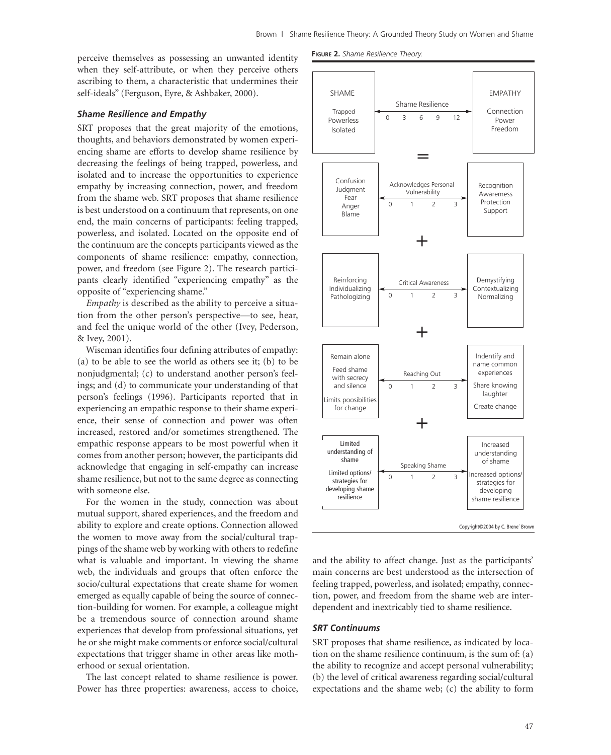perceive themselves as possessing an unwanted identity when they self-attribute, or when they perceive others ascribing to them, a characteristic that undermines their self-ideals" (Ferguson, Eyre, & Ashbaker, 2000).

### *Shame Resilience and Empathy*

SRT proposes that the great majority of the emotions, thoughts, and behaviors demonstrated by women experiencing shame are efforts to develop shame resilience by decreasing the feelings of being trapped, powerless, and isolated and to increase the opportunities to experience empathy by increasing connection, power, and freedom from the shame web. SRT proposes that shame resilience is best understood on a continuum that represents, on one end, the main concerns of participants: feeling trapped, powerless, and isolated. Located on the opposite end of the continuum are the concepts participants viewed as the components of shame resilience: empathy, connection, power, and freedom (see Figure 2). The research participants clearly identified "experiencing empathy" as the opposite of "experiencing shame."

*Empathy* is described as the ability to perceive a situation from the other person's perspective—to see, hear, and feel the unique world of the other (Ivey, Pederson, & Ivey, 2001).

Wiseman identifies four defining attributes of empathy: (a) to be able to see the world as others see it; (b) to be nonjudgmental; (c) to understand another person's feelings; and (d) to communicate your understanding of that person's feelings (1996). Participants reported that in experiencing an empathic response to their shame experience, their sense of connection and power was often increased, restored and/or sometimes strengthened. The empathic response appears to be most powerful when it comes from another person; however, the participants did acknowledge that engaging in self-empathy can increase shame resilience, but not to the same degree as connecting with someone else.

For the women in the study, connection was about mutual support, shared experiences, and the freedom and ability to explore and create options. Connection allowed the women to move away from the social/cultural trappings of the shame web by working with others to redefine what is valuable and important. In viewing the shame web, the individuals and groups that often enforce the socio/cultural expectations that create shame for women emerged as equally capable of being the source of connection-building for women. For example, a colleague might be a tremendous source of connection around shame experiences that develop from professional situations, yet he or she might make comments or enforce social/cultural expectations that trigger shame in other areas like motherhood or sexual orientation.

The last concept related to shame resilience is power. Power has three properties: awareness, access to choice, and the ability to affect change. Just as the participants' main concerns are best understood as the intersection of feeling trapped, powerless, and isolated; empathy, connection, power, and freedom from the shame web are interdependent and inextricably tied to shame resilience.

**Figure 2.** *Shame Resilience Theory.*

| | | |
|---|---|---|
| SHAME<br>Trapped<br>Powerless<br>Isolated | Shame Resilience<br>0 3 6 9 12 | EMPATHY<br>Connection<br>Power<br>Freedom |
| | = | |
| Confusion<br>Judgment<br>Fear<br>Anger<br>Blame | Acknowledges Personal Vulnerability<br>0 1 2 3 | Recognition<br>Awareness<br>Protection<br>Support |
| | + | |
| Reinforcing<br>Individualizing<br>Pathologizing | Critical Awareness<br>0 1 2 3 | Demystifying<br>Contextualizing<br>Normalizing |
| | + | |
| Remain alone<br>Feed shame with secrecy and silence<br>Limits poosibilities for change | Reaching Out<br>0 1 2 3 | Indentify and name common experiences<br>Share knowing laughter<br>Create change |
| | + | |
| Limited understanding of shame<br>Limited options/ strategies for developing shame resilience | Speaking Shame<br>0 1 2 3 | Increased understanding of shame<br>Increased options/ strategies for developing shame resilience |

Copyright©2004 by C. Brene' Brown

### *SRT Continuums*

SRT proposes that shame resilience, as indicated by location on the shame resilience continuum, is the sum of: (a) the ability to recognize and accept personal vulnerability; (b) the level of critical awareness regarding social/cultural expectations and the shame web; (c) the ability to form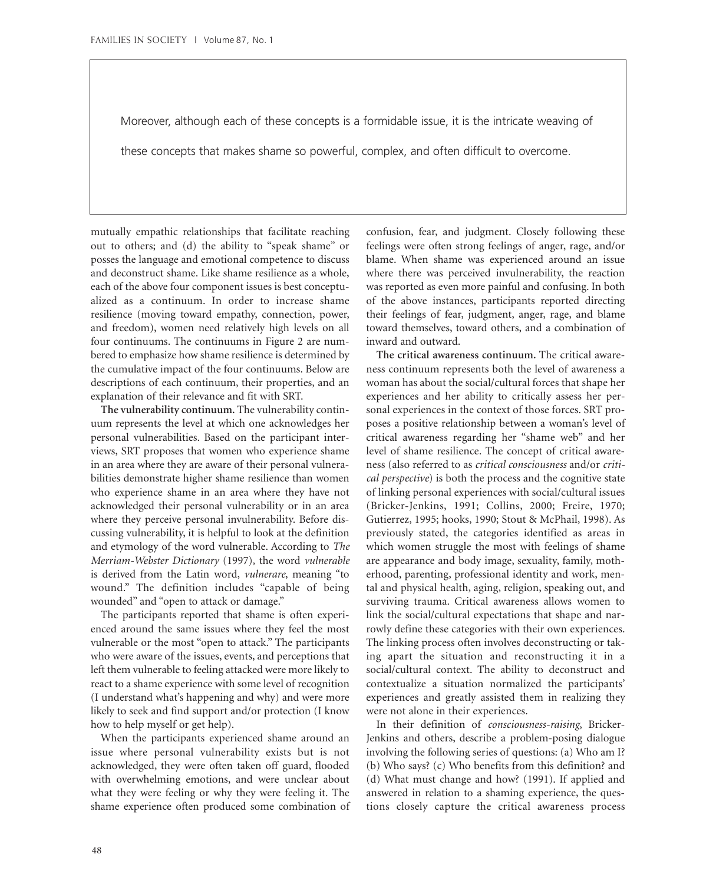> Moreover, although each of these concepts is a formidable issue, it is the intricate weaving of these concepts that makes shame so powerful, complex, and often difficult to overcome.

mutually empathic relationships that facilitate reaching out to others; and (d) the ability to "speak shame" or posses the language and emotional competence to discuss and deconstruct shame. Like shame resilience as a whole, each of the above four component issues is best conceptualized as a continuum. In order to increase shame resilience (moving toward empathy, connection, power, and freedom), women need relatively high levels on all four continuums. The continuums in Figure 2 are numbered to emphasize how shame resilience is determined by the cumulative impact of the four continuums. Below are descriptions of each continuum, their properties, and an explanation of their relevance and fit with SRT.

**The vulnerability continuum.** The vulnerability continuum represents the level at which one acknowledges her personal vulnerabilities. Based on the participant interviews, SRT proposes that women who experience shame in an area where they are aware of their personal vulnerabilities demonstrate higher shame resilience than women who experience shame in an area where they have not acknowledged their personal vulnerability or in an area where they perceive personal invulnerability. Before discussing vulnerability, it is helpful to look at the definition and etymology of the word vulnerable. According to *The Merriam-Webster Dictionary* (1997), the word *vulnerable* is derived from the Latin word, *vulnerare*, meaning "to wound." The definition includes "capable of being wounded" and "open to attack or damage."

The participants reported that shame is often experienced around the same issues where they feel the most vulnerable or the most "open to attack." The participants who were aware of the issues, events, and perceptions that left them vulnerable to feeling attacked were more likely to react to a shame experience with some level of recognition (I understand what's happening and why) and were more likely to seek and find support and/or protection (I know how to help myself or get help).

When the participants experienced shame around an issue where personal vulnerability exists but is not acknowledged, they were often taken off guard, flooded with overwhelming emotions, and were unclear about what they were feeling or why they were feeling it. The shame experience often produced some combination of confusion, fear, and judgment. Closely following these feelings were often strong feelings of anger, rage, and/or blame. When shame was experienced around an issue where there was perceived invulnerability, the reaction was reported as even more painful and confusing. In both of the above instances, participants reported directing their feelings of fear, judgment, anger, rage, and blame toward themselves, toward others, and a combination of inward and outward.

**The critical awareness continuum.** The critical awareness continuum represents both the level of awareness a woman has about the social/cultural forces that shape her experiences and her ability to critically assess her personal experiences in the context of those forces. SRT proposes a positive relationship between a woman's level of critical awareness regarding her "shame web" and her level of shame resilience. The concept of critical awareness (also referred to as *critical consciousness* and/or *critical perspective*) is both the process and the cognitive state of linking personal experiences with social/cultural issues (Bricker-Jenkins, 1991; Collins, 2000; Freire, 1970; Gutierrez, 1995; hooks, 1990; Stout & McPhail, 1998). As previously stated, the categories identified as areas in which women struggle the most with feelings of shame are appearance and body image, sexuality, family, motherhood, parenting, professional identity and work, mental and physical health, aging, religion, speaking out, and surviving trauma. Critical awareness allows women to link the social/cultural expectations that shape and narrowly define these categories with their own experiences. The linking process often involves deconstructing or taking apart the situation and reconstructing it in a social/cultural context. The ability to deconstruct and contextualize a situation normalized the participants' experiences and greatly assisted them in realizing they were not alone in their experiences.

In their definition of *consciousness-raising*, Bricker-Jenkins and others, describe a problem-posing dialogue involving the following series of questions: (a) Who am I? (b) Who says? (c) Who benefits from this definition? and (d) What must change and how? (1991). If applied and answered in relation to a shaming experience, the questions closely capture the critical awareness process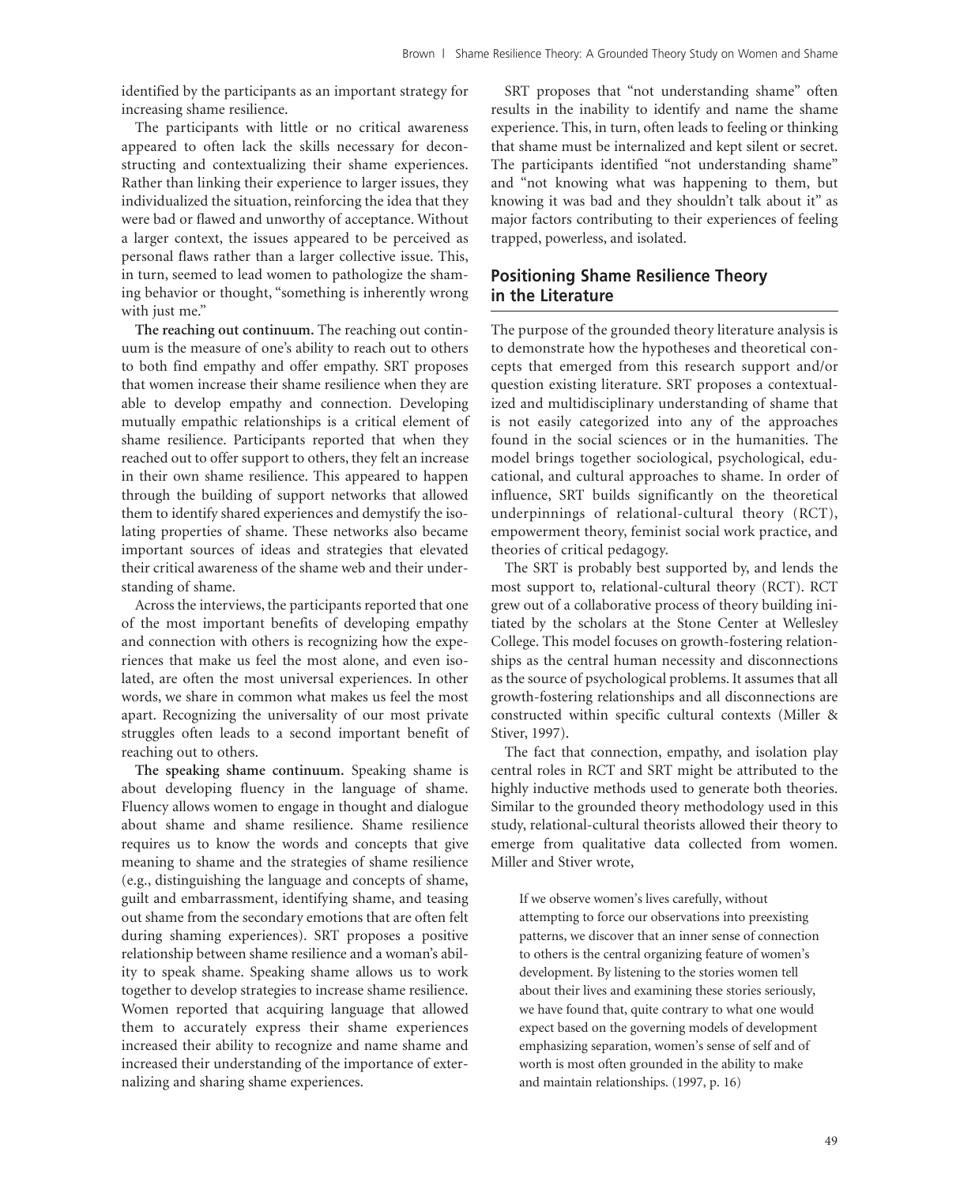identified by the participants as an important strategy for increasing shame resilience.

The participants with little or no critical awareness appeared to often lack the skills necessary for deconstructing and contextualizing their shame experiences. Rather than linking their experience to larger issues, they individualized the situation, reinforcing the idea that they were bad or flawed and unworthy of acceptance. Without a larger context, the issues appeared to be perceived as personal flaws rather than a larger collective issue. This, in turn, seemed to lead women to pathologize the shaming behavior or thought, "something is inherently wrong with just me."

**The reaching out continuum.** The reaching out continuum is the measure of one's ability to reach out to others to both find empathy and offer empathy. SRT proposes that women increase their shame resilience when they are able to develop empathy and connection. Developing mutually empathic relationships is a critical element of shame resilience. Participants reported that when they reached out to offer support to others, they felt an increase in their own shame resilience. This appeared to happen through the building of support networks that allowed them to identify shared experiences and demystify the isolating properties of shame. These networks also became important sources of ideas and strategies that elevated their critical awareness of the shame web and their understanding of shame.

Across the interviews, the participants reported that one of the most important benefits of developing empathy and connection with others is recognizing how the experiences that make us feel the most alone, and even isolated, are often the most universal experiences. In other words, we share in common what makes us feel the most apart. Recognizing the universality of our most private struggles often leads to a second important benefit of reaching out to others.

**The speaking shame continuum.** Speaking shame is about developing fluency in the language of shame. Fluency allows women to engage in thought and dialogue about shame and shame resilience. Shame resilience requires us to know the words and concepts that give meaning to shame and the strategies of shame resilience (e.g., distinguishing the language and concepts of shame, guilt and embarrassment, identifying shame, and teasing out shame from the secondary emotions that are often felt during shaming experiences). SRT proposes a positive relationship between shame resilience and a woman's ability to speak shame. Speaking shame allows us to work together to develop strategies to increase shame resilience. Women reported that acquiring language that allowed them to accurately express their shame experiences increased their ability to recognize and name shame and increased their understanding of the importance of externalizing and sharing shame experiences.

SRT proposes that "not understanding shame" often results in the inability to identify and name the shame experience. This, in turn, often leads to feeling or thinking that shame must be internalized and kept silent or secret. The participants identified "not understanding shame" and "not knowing what was happening to them, but knowing it was bad and they shouldn't talk about it" as major factors contributing to their experiences of feeling trapped, powerless, and isolated.

## Positioning Shame Resilience Theory in the Literature

The purpose of the grounded theory literature analysis is to demonstrate how the hypotheses and theoretical concepts that emerged from this research support and/or question existing literature. SRT proposes a contextualized and multidisciplinary understanding of shame that is not easily categorized into any of the approaches found in the social sciences or in the humanities. The model brings together sociological, psychological, educational, and cultural approaches to shame. In order of influence, SRT builds significantly on the theoretical underpinnings of relational-cultural theory (RCT), empowerment theory, feminist social work practice, and theories of critical pedagogy.

The SRT is probably best supported by, and lends the most support to, relational-cultural theory (RCT). RCT grew out of a collaborative process of theory building initiated by the scholars at the Stone Center at Wellesley College. This model focuses on growth-fostering relationships as the central human necessity and disconnections as the source of psychological problems. It assumes that all growth-fostering relationships and all disconnections are constructed within specific cultural contexts (Miller & Stiver, 1997).

The fact that connection, empathy, and isolation play central roles in RCT and SRT might be attributed to the highly inductive methods used to generate both theories. Similar to the grounded theory methodology used in this study, relational-cultural theorists allowed their theory to emerge from qualitative data collected from women. Miller and Stiver wrote,

> If we observe women's lives carefully, without attempting to force our observations into preexisting patterns, we discover that an inner sense of connection to others is the central organizing feature of women's development. By listening to the stories women tell about their lives and examining these stories seriously, we have found that, quite contrary to what one would expect based on the governing models of development emphasizing separation, women's sense of self and of worth is most often grounded in the ability to make and maintain relationships. (1997, p. 16)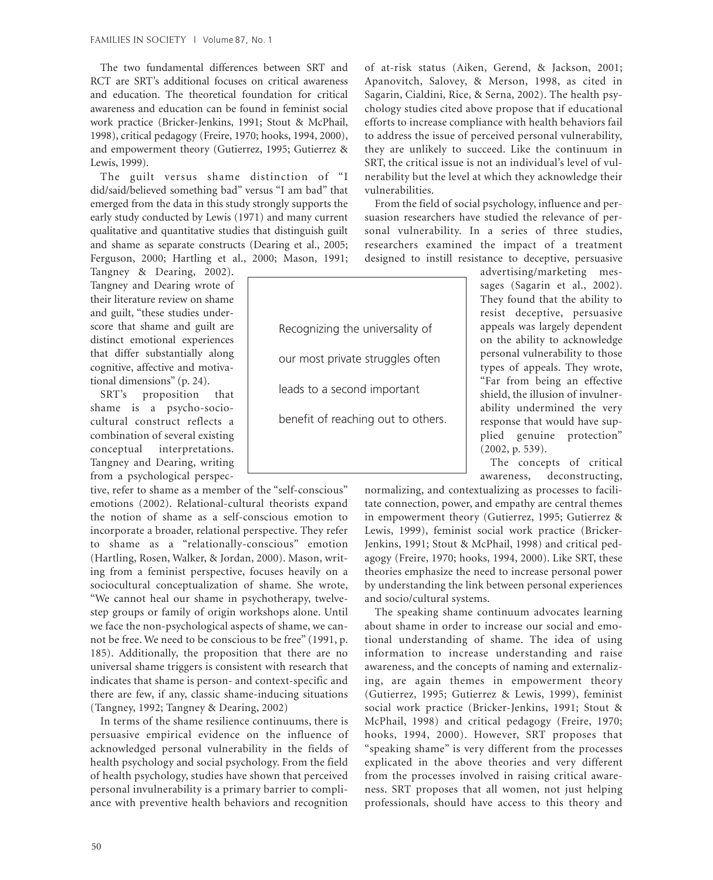The two fundamental differences between SRT and RCT are SRT's additional focuses on critical awareness and education. The theoretical foundation for critical awareness and education can be found in feminist social work practice (Bricker-Jenkins, 1991; Stout & McPhail, 1998), critical pedagogy (Freire, 1970; hooks, 1994, 2000), and empowerment theory (Gutierrez, 1995; Gutierrez & Lewis, 1999).

The guilt versus shame distinction of "I did/said/believed something bad" versus "I am bad" that emerged from the data in this study strongly supports the early study conducted by Lewis (1971) and many current qualitative and quantitative studies that distinguish guilt and shame as separate constructs (Dearing et al., 2005; Ferguson, 2000; Hartling et al., 2000; Mason, 1991; Tangney & Dearing, 2002). Tangney and Dearing wrote of their literature review on shame and guilt, "these studies underscore that shame and guilt are distinct emotional experiences that differ substantially along cognitive, affective and motivational dimensions" (p. 24).

SRT's proposition that shame is a psycho-socio-cultural construct reflects a combination of several existing conceptual interpretations. Tangney and Dearing, writing from a psychological perspective, refer to shame as a member of the "self-conscious" emotions (2002). Relational-cultural theorists expand the notion of shame as a self-conscious emotion to incorporate a broader, relational perspective. They refer to shame as a "relationally-conscious" emotion (Hartling, Rosen, Walker, & Jordan, 2000). Mason, writing from a feminist perspective, focuses heavily on a sociocultural conceptualization of shame. She wrote, "We cannot heal our shame in psychotherapy, twelve-step groups or family of origin workshops alone. Until we face the non-psychological aspects of shame, we cannot be free. We need to be conscious to be free" (1991, p. 185). Additionally, the proposition that there are no universal shame triggers is consistent with research that indicates that shame is person- and context-specific and there are few, if any, classic shame-inducing situations (Tangney, 1992; Tangney & Dearing, 2002)

> Recognizing the universality of our most private struggles often leads to a second important benefit of reaching out to others.

In terms of the shame resilience continuums, there is persuasive empirical evidence on the influence of acknowledged personal vulnerability in the fields of health psychology and social psychology. From the field of health psychology, studies have shown that perceived personal invulnerability is a primary barrier to compliance with preventive health behaviors and recognition of at-risk status (Aiken, Gerend, & Jackson, 2001; Apanovitch, Salovey, & Merson, 1998, as cited in Sagarin, Cialdini, Rice, & Serna, 2002). The health psychology studies cited above propose that if educational efforts to increase compliance with health behaviors fail to address the issue of perceived personal vulnerability, they are unlikely to succeed. Like the continuum in SRT, the critical issue is not an individual's level of vulnerability but the level at which they acknowledge their vulnerabilities.

From the field of social psychology, influence and persuasion researchers have studied the relevance of personal vulnerability. In a series of three studies, researchers examined the impact of a treatment designed to instill resistance to deceptive, persuasive advertising/marketing messages (Sagarin et al., 2002). They found that the ability to resist deceptive, persuasive appeals was largely dependent on the ability to acknowledge personal vulnerability to those types of appeals. They wrote, "Far from being an effective shield, the illusion of invulnerability undermined the very response that would have supplied genuine protection" (2002, p. 539).

The concepts of critical awareness, deconstructing, normalizing, and contextualizing as processes to facilitate connection, power, and empathy are central themes in empowerment theory (Gutierrez, 1995; Gutierrez & Lewis, 1999), feminist social work practice (Bricker-Jenkins, 1991; Stout & McPhail, 1998) and critical pedagogy (Freire, 1970; hooks, 1994, 2000). Like SRT, these theories emphasize the need to increase personal power by understanding the link between personal experiences and socio/cultural systems.

The speaking shame continuum advocates learning about shame in order to increase our social and emotional understanding of shame. The idea of using information to increase understanding and raise awareness, and the concepts of naming and externalizing, are again themes in empowerment theory (Gutierrez, 1995; Gutierrez & Lewis, 1999), feminist social work practice (Bricker-Jenkins, 1991; Stout & McPhail, 1998) and critical pedagogy (Freire, 1970; hooks, 1994, 2000). However, SRT proposes that "speaking shame" is very different from the processes explicated in the above theories and very different from the processes involved in raising critical awareness. SRT proposes that all women, not just helping professionals, should have access to this theory and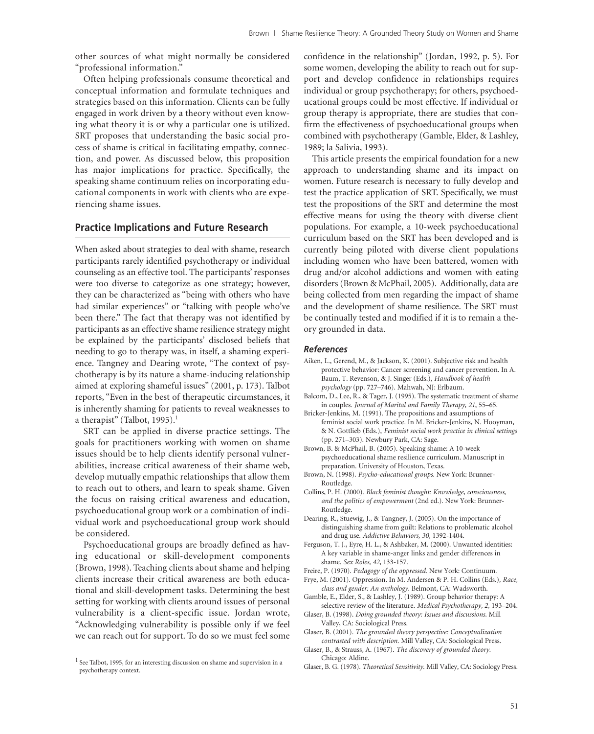other sources of what might normally be considered "professional information."

Often helping professionals consume theoretical and conceptual information and formulate techniques and strategies based on this information. Clients can be fully engaged in work driven by a theory without even knowing what theory it is or why a particular one is utilized. SRT proposes that understanding the basic social process of shame is critical in facilitating empathy, connection, and power. As discussed below, this proposition has major implications for practice. Specifically, the speaking shame continuum relies on incorporating educational components in work with clients who are experiencing shame issues.

## Practice Implications and Future Research

When asked about strategies to deal with shame, research participants rarely identified psychotherapy or individual counseling as an effective tool. The participants' responses were too diverse to categorize as one strategy; however, they can be characterized as "being with others who have had similar experiences" or "talking with people who've been there." The fact that therapy was not identified by participants as an effective shame resilience strategy might be explained by the participants' disclosed beliefs that needing to go to therapy was, in itself, a shaming experience. Tangney and Dearing wrote, "The context of psychotherapy is by its nature a shame-inducing relationship aimed at exploring shameful issues" (2001, p. 173). Talbot reports, "Even in the best of therapeutic circumstances, it is inherently shaming for patients to reveal weaknesses to a therapist" (Talbot, 1995).[1]

SRT can be applied in diverse practice settings. The goals for practitioners working with women on shame issues should be to help clients identify personal vulnerabilities, increase critical awareness of their shame web, develop mutually empathic relationships that allow them to reach out to others, and learn to speak shame. Given the focus on raising critical awareness and education, psychoeducational group work or a combination of individual work and psychoeducational group work should be considered.

Psychoeducational groups are broadly defined as having educational or skill-development components (Brown, 1998). Teaching clients about shame and helping clients increase their critical awareness are both educational and skill-development tasks. Determining the best setting for working with clients around issues of personal vulnerability is a client-specific issue. Jordan wrote, "Acknowledging vulnerability is possible only if we feel we can reach out for support. To do so we must feel some confidence in the relationship" (Jordan, 1992, p. 5). For some women, developing the ability to reach out for support and develop confidence in relationships requires individual or group psychotherapy; for others, psychoeducational groups could be most effective. If individual or group therapy is appropriate, there are studies that confirm the effectiveness of psychoeducational groups when combined with psychotherapy (Gamble, Elder, & Lashley, 1989; la Salivia, 1993).

This article presents the empirical foundation for a new approach to understanding shame and its impact on women. Future research is necessary to fully develop and test the practice application of SRT. Specifically, we must test the propositions of the SRT and determine the most effective means for using the theory with diverse client populations. For example, a 10-week psychoeducational curriculum based on the SRT has been developed and is currently being piloted with diverse client populations including women who have been battered, women with drug and/or alcohol addictions and women with eating disorders (Brown & McPhail, 2005). Additionally, data are being collected from men regarding the impact of shame and the development of shame resilience. The SRT must be continually tested and modified if it is to remain a theory grounded in data.

[1] See Talbot, 1995, for an interesting discussion on shame and supervision in a psychotherapy context.

### *References*

Aiken, L., Gerend, M., & Jackson, K. (2001). Subjective risk and health protective behavior: Cancer screening and cancer prevention. In A. Baum, T. Revenson, & J. Singer (Eds.), *Handbook of health psychology* (pp. 727–746). Mahwah, NJ: Erlbaum.

Balcom, D., Lee, R., & Tager, J. (1995). The systematic treatment of shame in couples. *Journal of Marital and Family Therapy, 21*, 55–65.

Bricker-Jenkins, M. (1991). The propositions and assumptions of feminist social work practice. In M. Bricker-Jenkins, N. Hooyman, & N. Gottlieb (Eds.), *Feminist social work practice in clinical settings* (pp. 271–303). Newbury Park, CA: Sage.

Brown, B. & McPhail, B. (2005). Speaking shame: A 10-week psychoeducational shame resilience curriculum. Manuscript in preparation. University of Houston, Texas.

Brown, N. (1998). *Psycho-educational groups.* New York: Brunner-Routledge.

Collins, P. H. (2000). *Black feminist thought: Knowledge, consciousness, and the politics of empowerment* (2nd ed.). New York: Brunner-Routledge.

Dearing, R., Stuewig, J., & Tangney, J. (2005). On the importance of distinguishing shame from guilt: Relations to problematic alcohol and drug use. *Addictive Behaviors, 30*, 1392-1404.

Ferguson, T. J., Eyre, H. L., & Ashbaker, M. (2000). Unwanted identities: A key variable in shame-anger links and gender differences in shame. *Sex Roles, 42*, 133-157.

Freire, P. (1970). *Pedagogy of the oppressed.* New York: Continuum.

Frye, M. (2001). Oppression. In M. Andersen & P. H. Collins (Eds.), *Race, class and gender: An anthology.* Belmont, CA: Wadsworth.

Gamble, E., Elder, S., & Lashley, J. (1989). Group behavior therapy: A selective review of the literature. *Medical Psychotherapy, 2,* 193–204.

Glaser, B. (1998). *Doing grounded theory: Issues and discussions.* Mill Valley, CA: Sociological Press.

Glaser, B. (2001). *The grounded theory perspective: Conceptualization contrasted with description.* Mill Valley, CA: Sociological Press.

Glaser, B., & Strauss, A. (1967). *The discovery of grounded theory.* Chicago: Aldine.

Glaser, B. G. (1978). *Theoretical Sensitivity.* Mill Valley, CA: Sociology Press.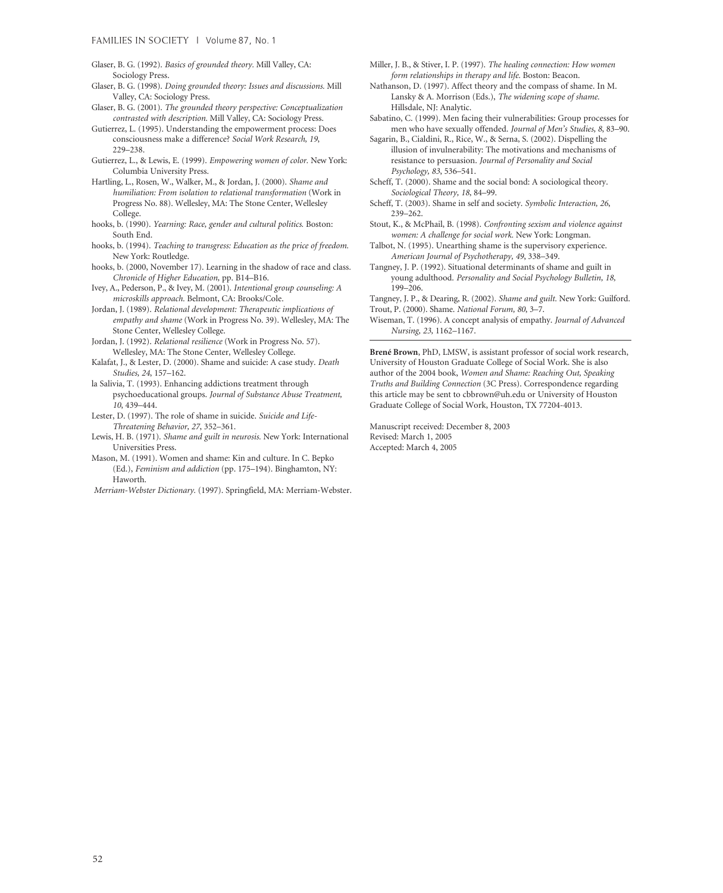Glaser, B. G. (1992). *Basics of grounded theory*. Mill Valley, CA: Sociology Press.

Glaser, B. G. (1998). *Doing grounded theory: Issues and discussions*. Mill Valley, CA: Sociology Press.

Glaser, B. G. (2001). *The grounded theory perspective: Conceptualization contrasted with description*. Mill Valley, CA: Sociology Press.

Gutierrez, L. (1995). Understanding the empowerment process: Does consciousness make a difference? *Social Work Research, 19*, 229–238.

Gutierrez, L., & Lewis, E. (1999). *Empowering women of color*. New York: Columbia University Press.

Hartling, L., Rosen, W., Walker, M., & Jordan, J. (2000). *Shame and humiliation: From isolation to relational transformation* (Work in Progress No. 88). Wellesley, MA: The Stone Center, Wellesley College.

hooks, b. (1990). *Yearning: Race, gender and cultural politics*. Boston: South End.

hooks, b. (1994). *Teaching to transgress: Education as the price of freedom*. New York: Routledge.

hooks, b. (2000, November 17). Learning in the shadow of race and class. *Chronicle of Higher Education*, pp. B14–B16.

Ivey, A., Pederson, P., & Ivey, M. (2001). *Intentional group counseling: A microskills approach*. Belmont, CA: Brooks/Cole.

Jordan, J. (1989). *Relational development: Therapeutic implications of empathy and shame* (Work in Progress No. 39). Wellesley, MA: The Stone Center, Wellesley College.

Jordan, J. (1992). *Relational resilience* (Work in Progress No. 57). Wellesley, MA: The Stone Center, Wellesley College.

Kalafat, J., & Lester, D. (2000). Shame and suicide: A case study. *Death Studies, 24*, 157–162.

la Salivia, T. (1993). Enhancing addictions treatment through psychoeducational groups. *Journal of Substance Abuse Treatment, 10*, 439–444.

Lester, D. (1997). The role of shame in suicide. *Suicide and Life-Threatening Behavior, 27*, 352–361.

Lewis, H. B. (1971). *Shame and guilt in neurosis*. New York: International Universities Press.

Mason, M. (1991). Women and shame: Kin and culture. In C. Bepko (Ed.), *Feminism and addiction* (pp. 175–194). Binghamton, NY: Haworth.

*Merriam-Webster Dictionary*. (1997). Springfield, MA: Merriam-Webster.

Miller, J. B., & Stiver, I. P. (1997). *The healing connection: How women form relationships in therapy and life*. Boston: Beacon.

Nathanson, D. (1997). Affect theory and the compass of shame. In M. Lansky & A. Morrison (Eds.), *The widening scope of shame*. Hillsdale, NJ: Analytic.

Sabatino, C. (1999). Men facing their vulnerabilities: Group processes for men who have sexually offended. *Journal of Men's Studies, 8*, 83–90.

Sagarin, B., Cialdini, R., Rice, W., & Serna, S. (2002). Dispelling the illusion of invulnerability: The motivations and mechanisms of resistance to persuasion. *Journal of Personality and Social Psychology, 83*, 536–541.

Scheff, T. (2000). Shame and the social bond: A sociological theory. *Sociological Theory, 18*, 84–99.

Scheff, T. (2003). Shame in self and society. *Symbolic Interaction, 26*, 239–262.

Stout, K., & McPhail, B. (1998). *Confronting sexism and violence against women: A challenge for social work*. New York: Longman.

Talbot, N. (1995). Unearthing shame is the supervisory experience. *American Journal of Psychotherapy, 49*, 338–349.

Tangney, J. P. (1992). Situational determinants of shame and guilt in young adulthood. *Personality and Social Psychology Bulletin, 18*, 199–206.

Tangney, J. P., & Dearing, R. (2002). *Shame and guilt*. New York: Guilford.

Trout, P. (2000). Shame. *National Forum, 80*, 3–7.

Wiseman, T. (1996). A concept analysis of empathy. *Journal of Advanced Nursing, 23*, 1162–1167.

---

**Brené Brown**, PhD, LMSW, is assistant professor of social work research, University of Houston Graduate College of Social Work. She is also author of the 2004 book, *Women and Shame: Reaching Out, Speaking Truths and Building Connection* (3C Press). Correspondence regarding this article may be sent to cbbrown@uh.edu or University of Houston Graduate College of Social Work, Houston, TX 77204-4013.

Manuscript received: December 8, 2003
Revised: March 1, 2005
Accepted: March 4, 2005